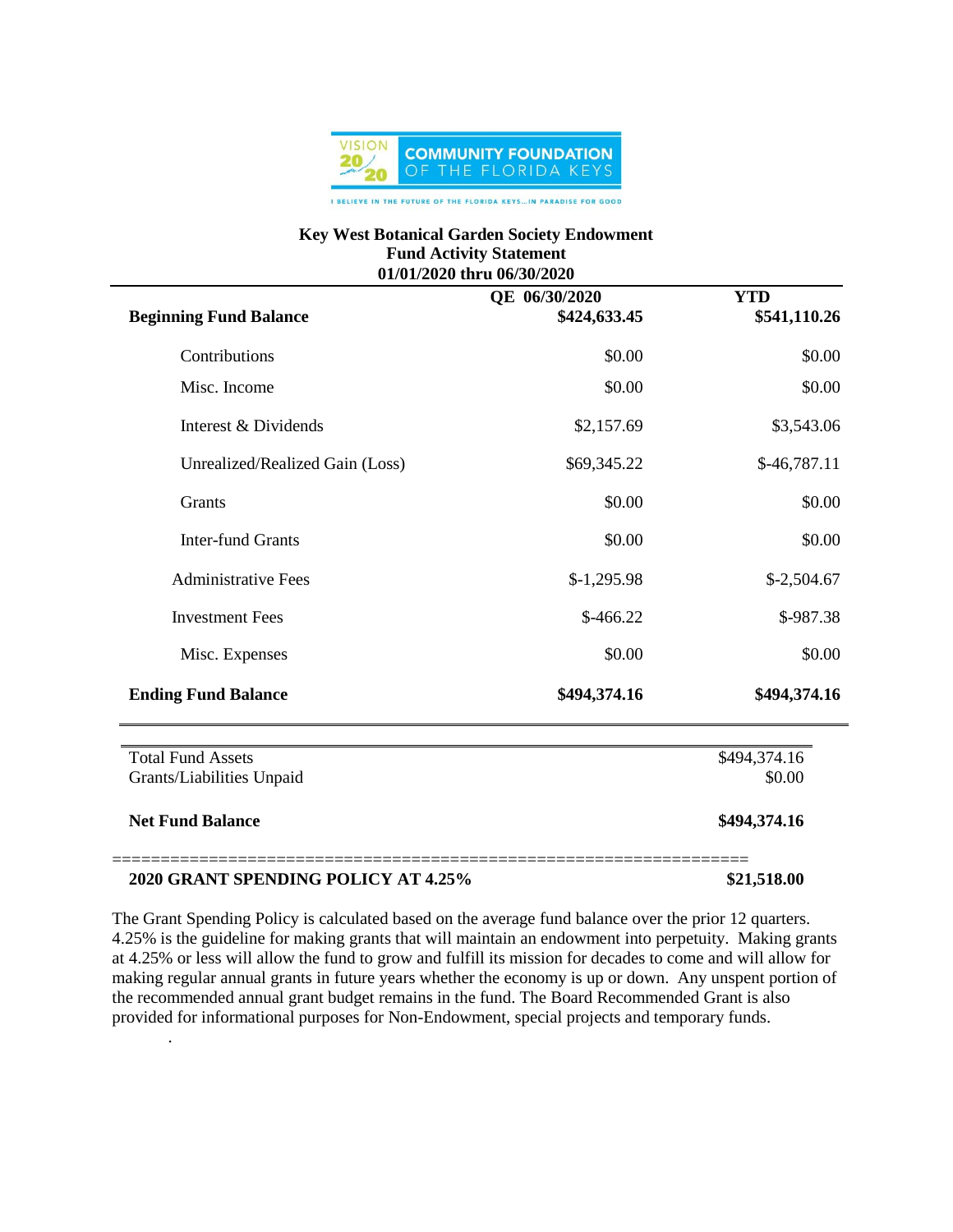VISION 20/20 COMMUNITY FOUNDATION OF THE FLORIDA KEYS

I BELIEVE IN THE FUTURE OF THE FLORIDA KEYS...IN PARADISE FOR GOOD

**Key West Botanical Garden Society Endowment**
**Fund Activity Statement**
**01/01/2020 thru 06/30/2020**

| | QE 06/30/2020 | YTD |
|---|---|---|
| **Beginning Fund Balance** | **$424,633.45** | **$541,110.26** |
| Contributions | $0.00 | $0.00 |
| Misc. Income | $0.00 | $0.00 |
| Interest & Dividends | $2,157.69 | $3,543.06 |
| Unrealized/Realized Gain (Loss) | $69,345.22 | $-46,787.11 |
| Grants | $0.00 | $0.00 |
| Inter-fund Grants | $0.00 | $0.00 |
| Administrative Fees | $-1,295.98 | $-2,504.67 |
| Investment Fees | $-466.22 | $-987.38 |
| Misc. Expenses | $0.00 | $0.00 |
| **Ending Fund Balance** | **$494,374.16** | **$494,374.16** |

| | |
|---|---|
| Total Fund Assets | $494,374.16 |
| Grants/Liabilities Unpaid | $0.00 |
| **Net Fund Balance** | **$494,374.16** |

**2020 GRANT SPENDING POLICY AT 4.25%** **$21,518.00**

The Grant Spending Policy is calculated based on the average fund balance over the prior 12 quarters. 4.25% is the guideline for making grants that will maintain an endowment into perpetuity. Making grants at 4.25% or less will allow the fund to grow and fulfill its mission for decades to come and will allow for making regular annual grants in future years whether the economy is up or down. Any unspent portion of the recommended annual grant budget remains in the fund. The Board Recommended Grant is also provided for informational purposes for Non-Endowment, special projects and temporary funds.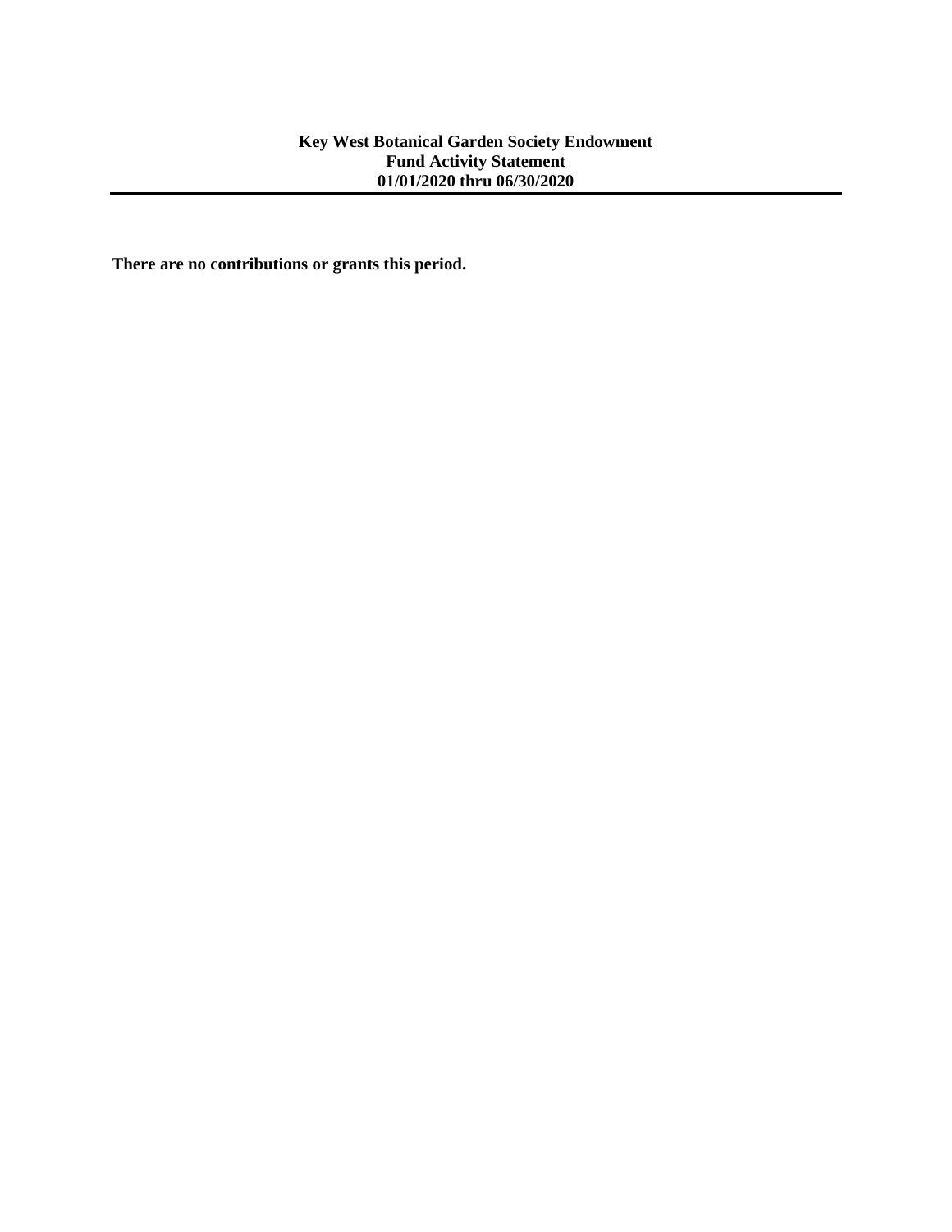**Key West Botanical Garden Society Endowment**
**Fund Activity Statement**
**01/01/2020 thru 06/30/2020**

---

**There are no contributions or grants this period.**